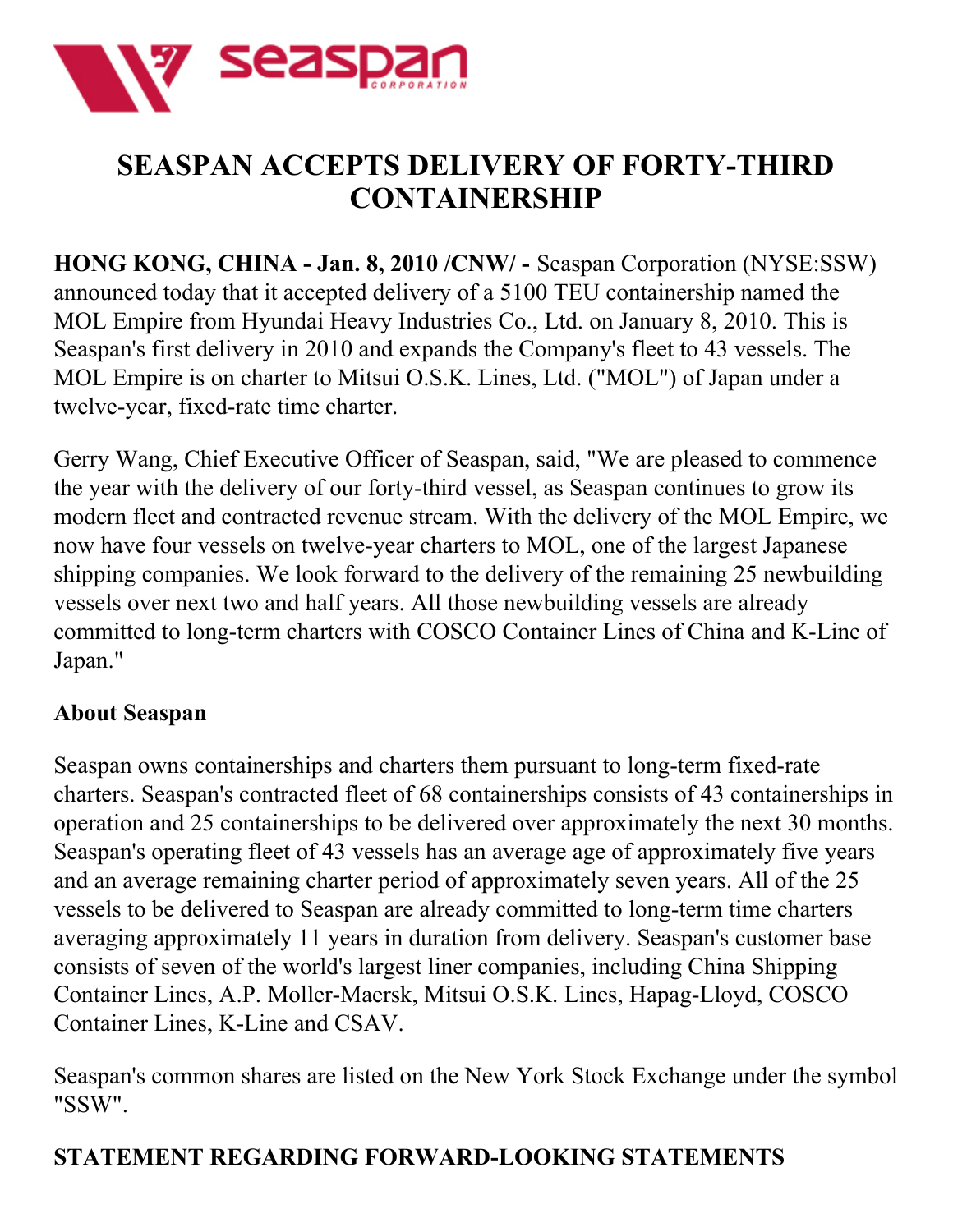# SEASPAN ACCEPTS DELIVERY OF FORTY-THIRD CONTAINERSHIP

**HONG KONG, CHINA - Jan. 8, 2010 /CNW/ -** Seaspan Corporation (NYSE:SSW) announced today that it accepted delivery of a 5100 TEU containership named the MOL Empire from Hyundai Heavy Industries Co., Ltd. on January 8, 2010. This is Seaspan's first delivery in 2010 and expands the Company's fleet to 43 vessels. The MOL Empire is on charter to Mitsui O.S.K. Lines, Ltd. ("MOL") of Japan under a twelve-year, fixed-rate time charter.

Gerry Wang, Chief Executive Officer of Seaspan, said, "We are pleased to commence the year with the delivery of our forty-third vessel, as Seaspan continues to grow its modern fleet and contracted revenue stream. With the delivery of the MOL Empire, we now have four vessels on twelve-year charters to MOL, one of the largest Japanese shipping companies. We look forward to the delivery of the remaining 25 newbuilding vessels over next two and half years. All those newbuilding vessels are already committed to long-term charters with COSCO Container Lines of China and K-Line of Japan."

## About Seaspan

Seaspan owns containerships and charters them pursuant to long-term fixed-rate charters. Seaspan's contracted fleet of 68 containerships consists of 43 containerships in operation and 25 containerships to be delivered over approximately the next 30 months. Seaspan's operating fleet of 43 vessels has an average age of approximately five years and an average remaining charter period of approximately seven years. All of the 25 vessels to be delivered to Seaspan are already committed to long-term time charters averaging approximately 11 years in duration from delivery. Seaspan's customer base consists of seven of the world's largest liner companies, including China Shipping Container Lines, A.P. Moller-Maersk, Mitsui O.S.K. Lines, Hapag-Lloyd, COSCO Container Lines, K-Line and CSAV.

Seaspan's common shares are listed on the New York Stock Exchange under the symbol "SSW".

## STATEMENT REGARDING FORWARD-LOOKING STATEMENTS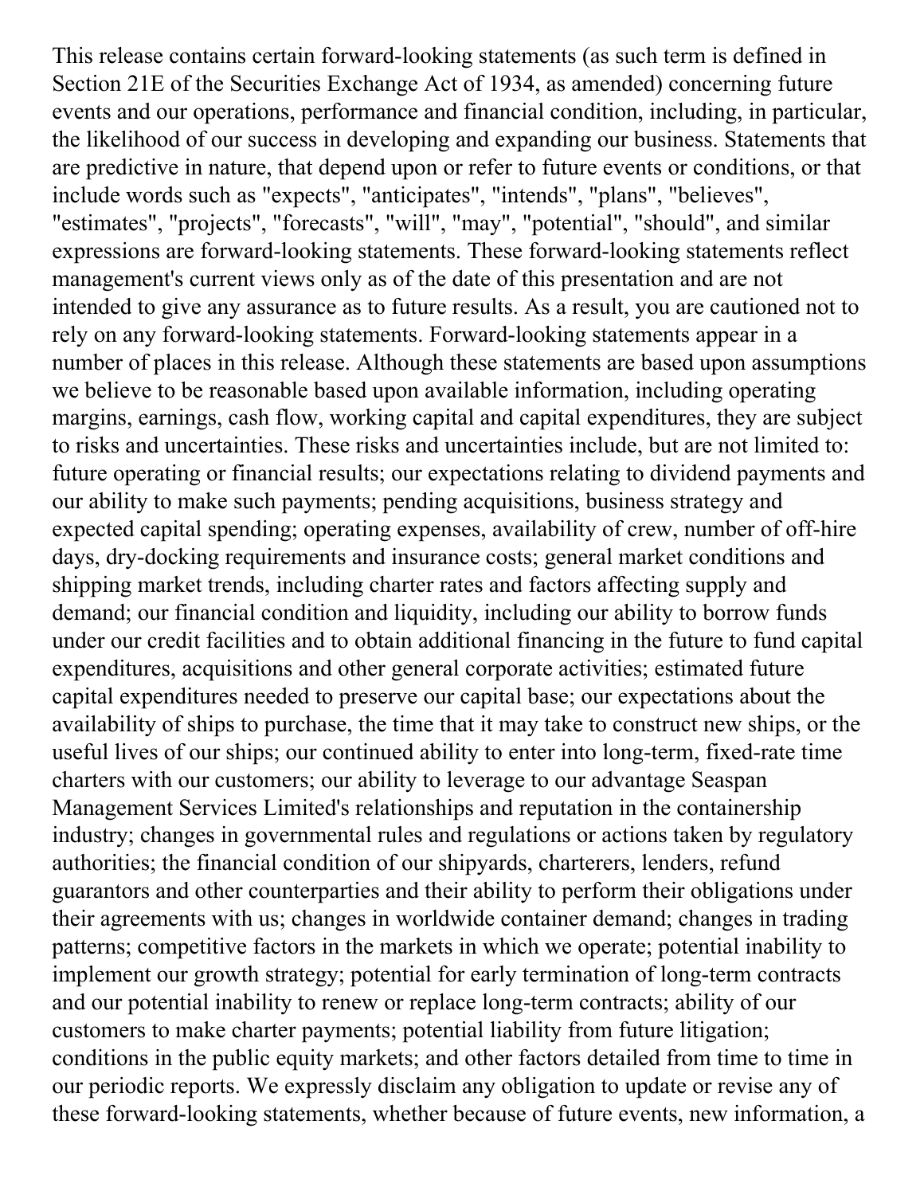This release contains certain forward-looking statements (as such term is defined in Section 21E of the Securities Exchange Act of 1934, as amended) concerning future events and our operations, performance and financial condition, including, in particular, the likelihood of our success in developing and expanding our business. Statements that are predictive in nature, that depend upon or refer to future events or conditions, or that include words such as "expects", "anticipates", "intends", "plans", "believes", "estimates", "projects", "forecasts", "will", "may", "potential", "should", and similar expressions are forward-looking statements. These forward-looking statements reflect management's current views only as of the date of this presentation and are not intended to give any assurance as to future results. As a result, you are cautioned not to rely on any forward-looking statements. Forward-looking statements appear in a number of places in this release. Although these statements are based upon assumptions we believe to be reasonable based upon available information, including operating margins, earnings, cash flow, working capital and capital expenditures, they are subject to risks and uncertainties. These risks and uncertainties include, but are not limited to: future operating or financial results; our expectations relating to dividend payments and our ability to make such payments; pending acquisitions, business strategy and expected capital spending; operating expenses, availability of crew, number of off-hire days, dry-docking requirements and insurance costs; general market conditions and shipping market trends, including charter rates and factors affecting supply and demand; our financial condition and liquidity, including our ability to borrow funds under our credit facilities and to obtain additional financing in the future to fund capital expenditures, acquisitions and other general corporate activities; estimated future capital expenditures needed to preserve our capital base; our expectations about the availability of ships to purchase, the time that it may take to construct new ships, or the useful lives of our ships; our continued ability to enter into long-term, fixed-rate time charters with our customers; our ability to leverage to our advantage Seaspan Management Services Limited's relationships and reputation in the containership industry; changes in governmental rules and regulations or actions taken by regulatory authorities; the financial condition of our shipyards, charterers, lenders, refund guarantors and other counterparties and their ability to perform their obligations under their agreements with us; changes in worldwide container demand; changes in trading patterns; competitive factors in the markets in which we operate; potential inability to implement our growth strategy; potential for early termination of long-term contracts and our potential inability to renew or replace long-term contracts; ability of our customers to make charter payments; potential liability from future litigation; conditions in the public equity markets; and other factors detailed from time to time in our periodic reports. We expressly disclaim any obligation to update or revise any of these forward-looking statements, whether because of future events, new information, a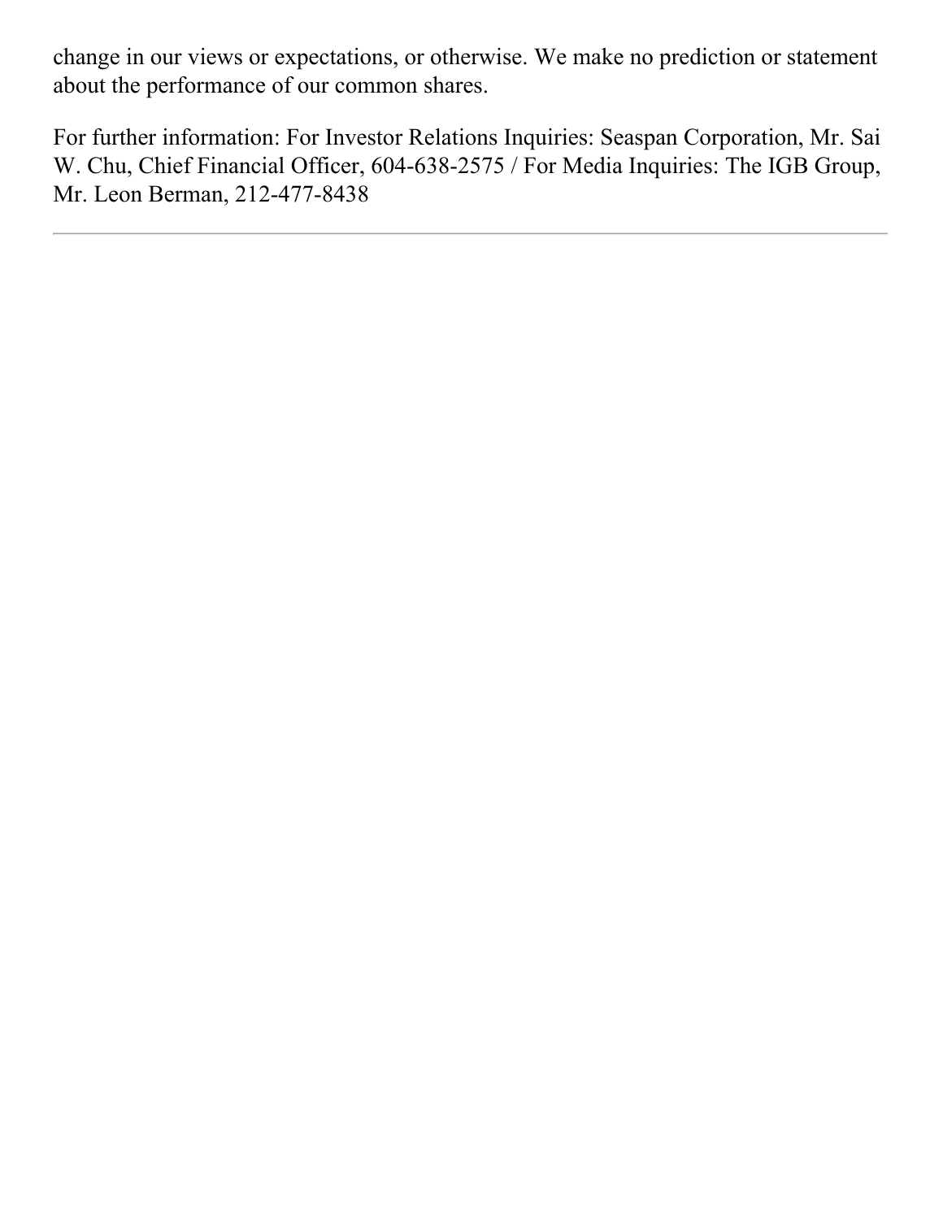change in our views or expectations, or otherwise. We make no prediction or statement about the performance of our common shares.

For further information: For Investor Relations Inquiries: Seaspan Corporation, Mr. Sai W. Chu, Chief Financial Officer, 604-638-2575 / For Media Inquiries: The IGB Group, Mr. Leon Berman, 212-477-8438

---